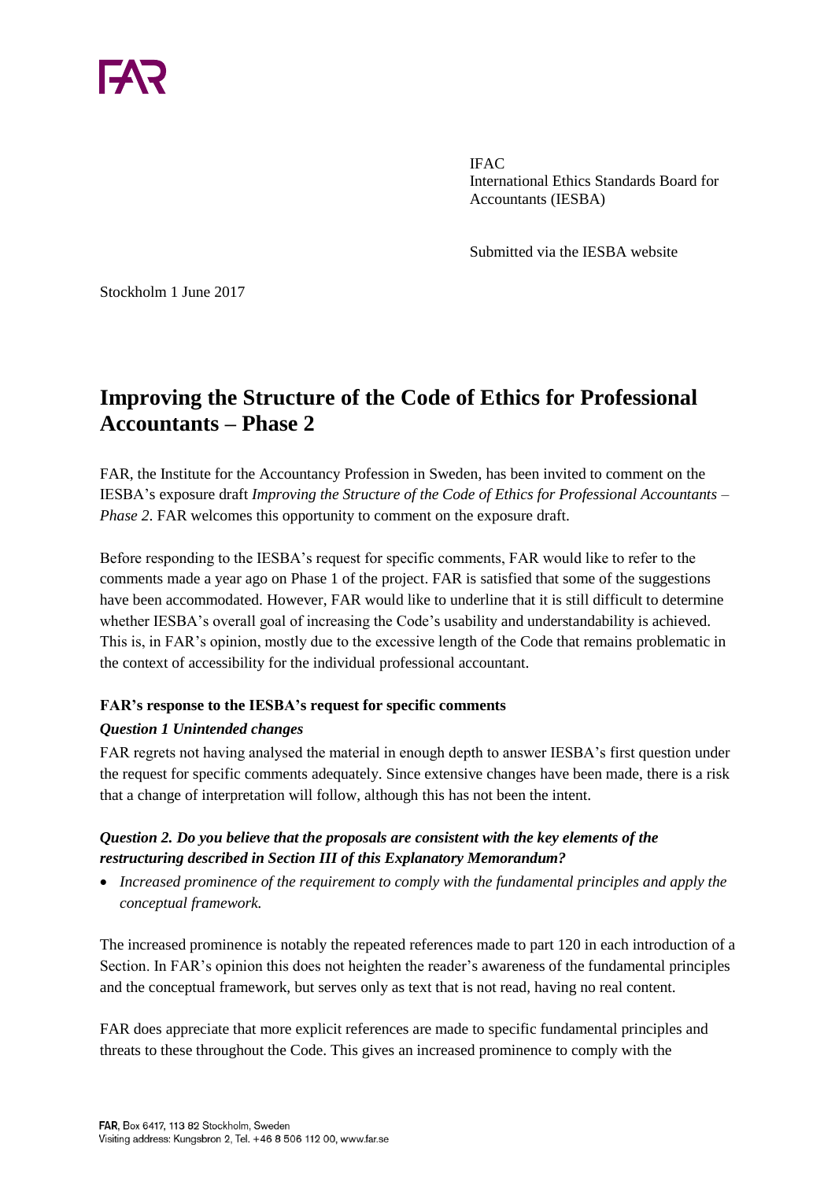IFAC
International Ethics Standards Board for Accountants (IESBA)

Submitted via the IESBA website

Stockholm 1 June 2017

# Improving the Structure of the Code of Ethics for Professional Accountants – Phase 2

FAR, the Institute for the Accountancy Profession in Sweden, has been invited to comment on the IESBA's exposure draft *Improving the Structure of the Code of Ethics for Professional Accountants – Phase 2*. FAR welcomes this opportunity to comment on the exposure draft.

Before responding to the IESBA's request for specific comments, FAR would like to refer to the comments made a year ago on Phase 1 of the project. FAR is satisfied that some of the suggestions have been accommodated. However, FAR would like to underline that it is still difficult to determine whether IESBA's overall goal of increasing the Code's usability and understandability is achieved. This is, in FAR's opinion, mostly due to the excessive length of the Code that remains problematic in the context of accessibility for the individual professional accountant.

### FAR's response to the IESBA's request for specific comments

#### *Question 1 Unintended changes*

FAR regrets not having analysed the material in enough depth to answer IESBA's first question under the request for specific comments adequately. Since extensive changes have been made, there is a risk that a change of interpretation will follow, although this has not been the intent.

#### *Question 2. Do you believe that the proposals are consistent with the key elements of the restructuring described in Section III of this Explanatory Memorandum?*

- *Increased prominence of the requirement to comply with the fundamental principles and apply the conceptual framework.*

The increased prominence is notably the repeated references made to part 120 in each introduction of a Section. In FAR's opinion this does not heighten the reader's awareness of the fundamental principles and the conceptual framework, but serves only as text that is not read, having no real content.

FAR does appreciate that more explicit references are made to specific fundamental principles and threats to these throughout the Code. This gives an increased prominence to comply with the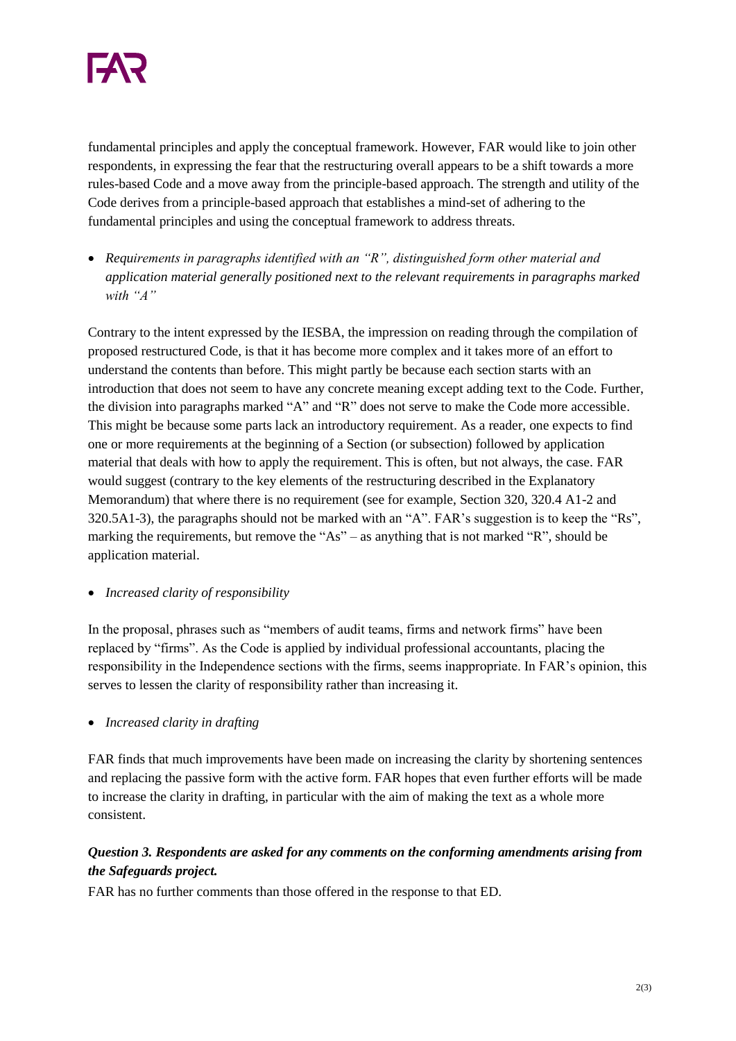fundamental principles and apply the conceptual framework. However, FAR would like to join other respondents, in expressing the fear that the restructuring overall appears to be a shift towards a more rules-based Code and a move away from the principle-based approach. The strength and utility of the Code derives from a principle-based approach that establishes a mind-set of adhering to the fundamental principles and using the conceptual framework to address threats.

- *Requirements in paragraphs identified with an "R", distinguished form other material and application material generally positioned next to the relevant requirements in paragraphs marked with "A"*

Contrary to the intent expressed by the IESBA, the impression on reading through the compilation of proposed restructured Code, is that it has become more complex and it takes more of an effort to understand the contents than before. This might partly be because each section starts with an introduction that does not seem to have any concrete meaning except adding text to the Code. Further, the division into paragraphs marked "A" and "R" does not serve to make the Code more accessible. This might be because some parts lack an introductory requirement. As a reader, one expects to find one or more requirements at the beginning of a Section (or subsection) followed by application material that deals with how to apply the requirement. This is often, but not always, the case. FAR would suggest (contrary to the key elements of the restructuring described in the Explanatory Memorandum) that where there is no requirement (see for example, Section 320, 320.4 A1-2 and 320.5A1-3), the paragraphs should not be marked with an "A". FAR's suggestion is to keep the "Rs", marking the requirements, but remove the "As" – as anything that is not marked "R", should be application material.

- *Increased clarity of responsibility*

In the proposal, phrases such as "members of audit teams, firms and network firms" have been replaced by "firms". As the Code is applied by individual professional accountants, placing the responsibility in the Independence sections with the firms, seems inappropriate. In FAR's opinion, this serves to lessen the clarity of responsibility rather than increasing it.

- *Increased clarity in drafting*

FAR finds that much improvements have been made on increasing the clarity by shortening sentences and replacing the passive form with the active form. FAR hopes that even further efforts will be made to increase the clarity in drafting, in particular with the aim of making the text as a whole more consistent.

***Question 3. Respondents are asked for any comments on the conforming amendments arising from the Safeguards project.***

FAR has no further comments than those offered in the response to that ED.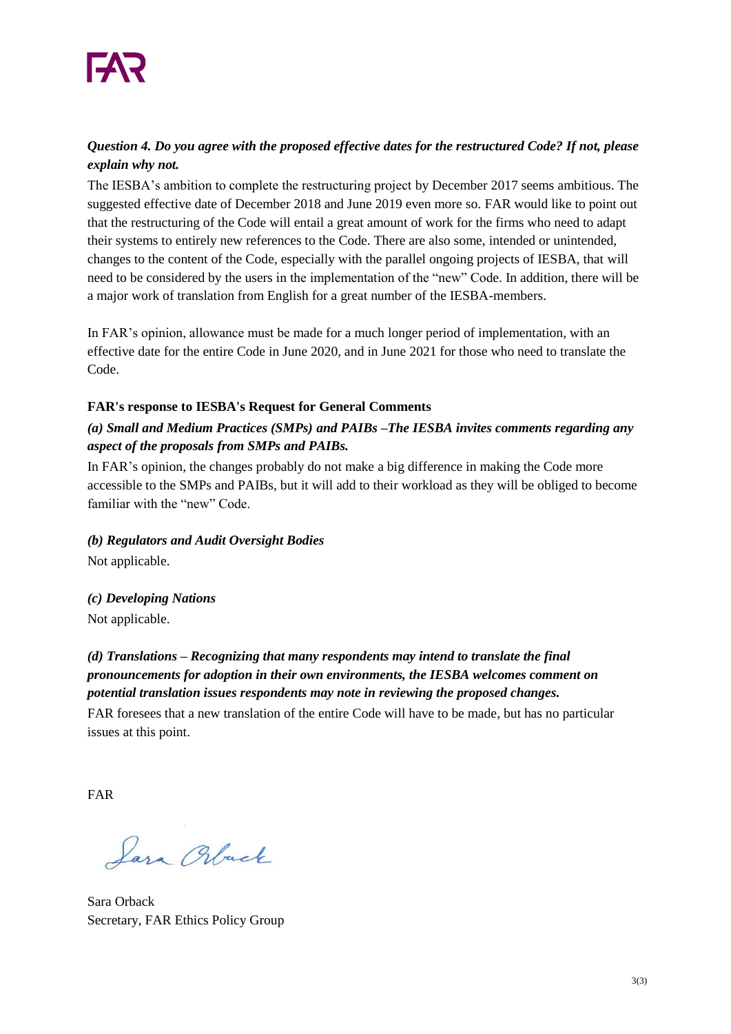***Question 4. Do you agree with the proposed effective dates for the restructured Code? If not, please explain why not.***

The IESBA's ambition to complete the restructuring project by December 2017 seems ambitious. The suggested effective date of December 2018 and June 2019 even more so. FAR would like to point out that the restructuring of the Code will entail a great amount of work for the firms who need to adapt their systems to entirely new references to the Code. There are also some, intended or unintended, changes to the content of the Code, especially with the parallel ongoing projects of IESBA, that will need to be considered by the users in the implementation of the "new" Code. In addition, there will be a major work of translation from English for a great number of the IESBA-members.

In FAR's opinion, allowance must be made for a much longer period of implementation, with an effective date for the entire Code in June 2020, and in June 2021 for those who need to translate the Code.

**FAR's response to IESBA's Request for General Comments**

***(a) Small and Medium Practices (SMPs) and PAIBs –The IESBA invites comments regarding any aspect of the proposals from SMPs and PAIBs.***

In FAR's opinion, the changes probably do not make a big difference in making the Code more accessible to the SMPs and PAIBs, but it will add to their workload as they will be obliged to become familiar with the "new" Code.

***(b) Regulators and Audit Oversight Bodies***

Not applicable.

***(c) Developing Nations***

Not applicable.

***(d) Translations – Recognizing that many respondents may intend to translate the final pronouncements for adoption in their own environments, the IESBA welcomes comment on potential translation issues respondents may note in reviewing the proposed changes.***

FAR foresees that a new translation of the entire Code will have to be made, but has no particular issues at this point.

FAR

Sara Orback

Sara Orback
Secretary, FAR Ethics Policy Group